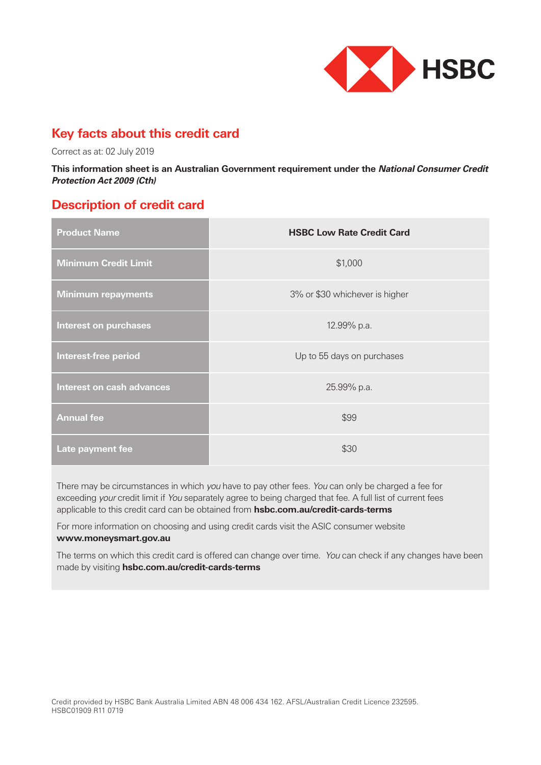HSBC

## Key facts about this credit card

Correct as at: 02 July 2019

**This information sheet is an Australian Government requirement under the *National Consumer Credit Protection Act 2009 (Cth)***

## Description of credit card

| | |
|---|---|
| **Product Name** | **HSBC Low Rate Credit Card** |
| **Minimum Credit Limit** | $1,000 |
| **Minimum repayments** | 3% or $30 whichever is higher |
| **Interest on purchases** | 12.99% p.a. |
| **Interest-free period** | Up to 55 days on purchases |
| **Interest on cash advances** | 25.99% p.a. |
| **Annual fee** | $99 |
| **Late payment fee** | $30 |

There may be circumstances in which *you* have to pay other fees. *You* can only be charged a fee for exceeding *your* credit limit if *You* separately agree to being charged that fee. A full list of current fees applicable to this credit card can be obtained from **hsbc.com.au/credit-cards-terms**

For more information on choosing and using credit cards visit the ASIC consumer website **www.moneysmart.gov.au**

The terms on which this credit card is offered can change over time. *You* can check if any changes have been made by visiting **hsbc.com.au/credit-cards-terms**

Credit provided by HSBC Bank Australia Limited ABN 48 006 434 162. AFSL/Australian Credit Licence 232595.
HSBC01909 R11 0719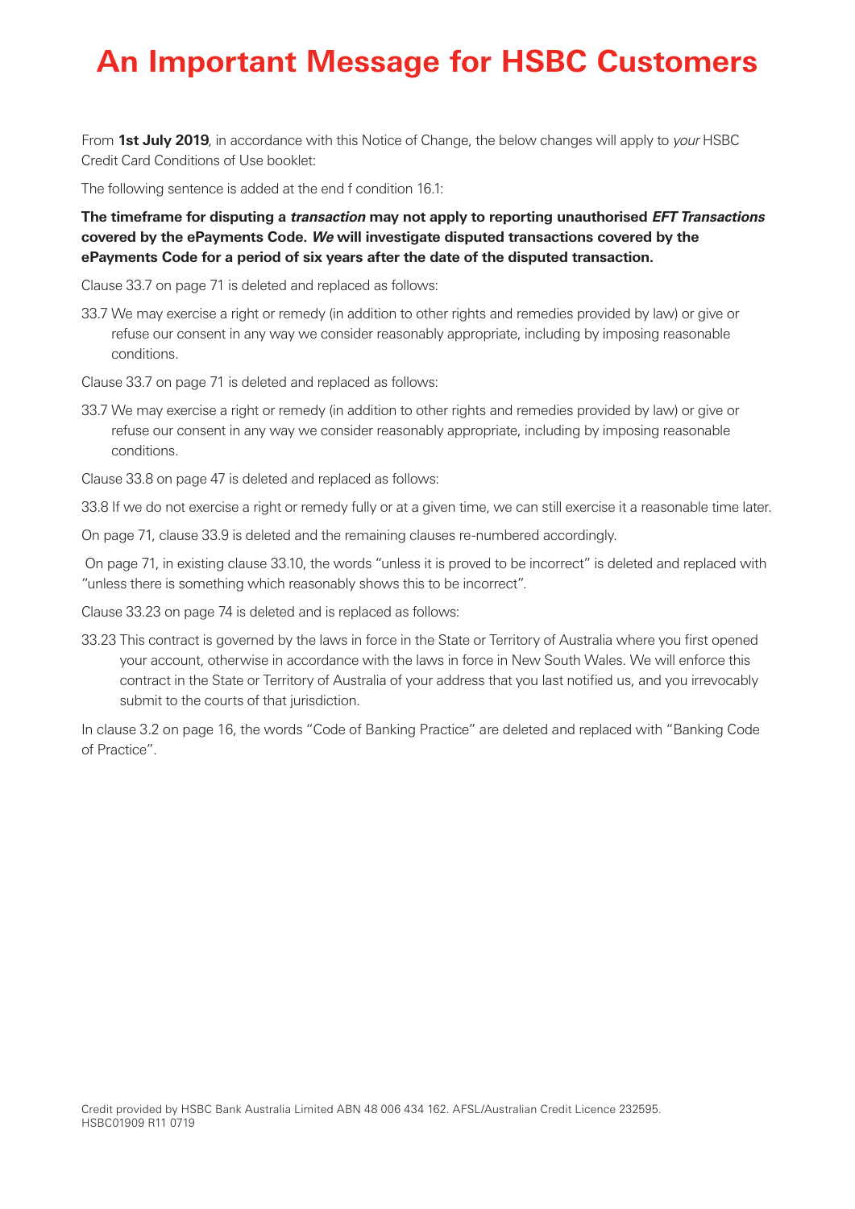# An Important Message for HSBC Customers

From **1st July 2019**, in accordance with this Notice of Change, the below changes will apply to *your* HSBC Credit Card Conditions of Use booklet:

The following sentence is added at the end f condition 16.1:

**The timeframe for disputing a *transaction* may not apply to reporting unauthorised *EFT Transactions* covered by the ePayments Code. *We* will investigate disputed transactions covered by the ePayments Code for a period of six years after the date of the disputed transaction.**

Clause 33.7 on page 71 is deleted and replaced as follows:

33.7 We may exercise a right or remedy (in addition to other rights and remedies provided by law) or give or refuse our consent in any way we consider reasonably appropriate, including by imposing reasonable conditions.

Clause 33.7 on page 71 is deleted and replaced as follows:

33.7 We may exercise a right or remedy (in addition to other rights and remedies provided by law) or give or refuse our consent in any way we consider reasonably appropriate, including by imposing reasonable conditions.

Clause 33.8 on page 47 is deleted and replaced as follows:

33.8 If we do not exercise a right or remedy fully or at a given time, we can still exercise it a reasonable time later.

On page 71, clause 33.9 is deleted and the remaining clauses re-numbered accordingly.

On page 71, in existing clause 33.10, the words "unless it is proved to be incorrect" is deleted and replaced with "unless there is something which reasonably shows this to be incorrect".

Clause 33.23 on page 74 is deleted and is replaced as follows:

33.23 This contract is governed by the laws in force in the State or Territory of Australia where you first opened your account, otherwise in accordance with the laws in force in New South Wales. We will enforce this contract in the State or Territory of Australia of your address that you last notified us, and you irrevocably submit to the courts of that jurisdiction.

In clause 3.2 on page 16, the words "Code of Banking Practice" are deleted and replaced with "Banking Code of Practice".

Credit provided by HSBC Bank Australia Limited ABN 48 006 434 162. AFSL/Australian Credit Licence 232595.
HSBC01909 R11 0719